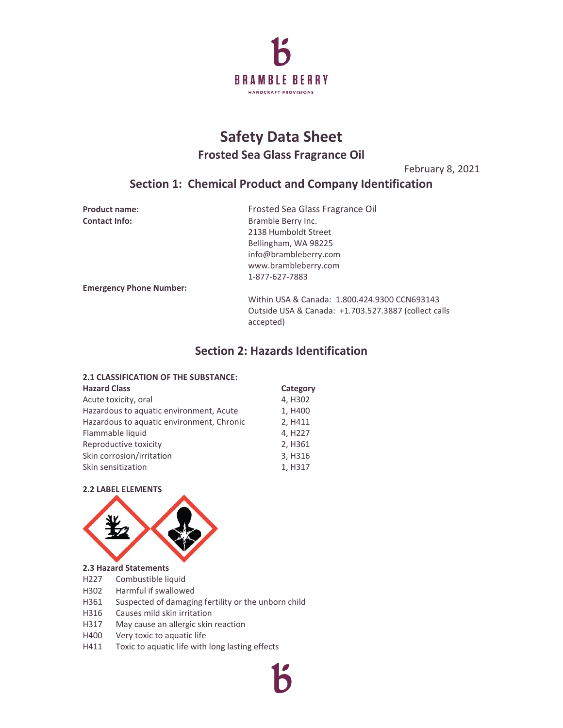# Safety Data Sheet

## Frosted Sea Glass Fragrance Oil

February 8, 2021

## Section 1: Chemical Product and Company Identification

**Product name:** Frosted Sea Glass Fragrance Oil

**Contact Info:**
Bramble Berry Inc.
2138 Humboldt Street
Bellingham, WA 98225
info@brambleberry.com
www.brambleberry.com
1-877-627-7883

**Emergency Phone Number:**
Within USA & Canada: 1.800.424.9300 CCN693143
Outside USA & Canada: +1.703.527.3887 (collect calls accepted)

## Section 2: Hazards Identification

### 2.1 CLASSIFICATION OF THE SUBSTANCE:

| Hazard Class | Category |
| --- | --- |
| Acute toxicity, oral | 4, H302 |
| Hazardous to aquatic environment, Acute | 1, H400 |
| Hazardous to aquatic environment, Chronic | 2, H411 |
| Flammable liquid | 4, H227 |
| Reproductive toxicity | 2, H361 |
| Skin corrosion/irritation | 3, H316 |
| Skin sensitization | 1, H317 |

### 2.2 LABEL ELEMENTS

### 2.3 Hazard Statements

| | |
| --- | --- |
| H227 | Combustible liquid |
| H302 | Harmful if swallowed |
| H361 | Suspected of damaging fertility or the unborn child |
| H316 | Causes mild skin irritation |
| H317 | May cause an allergic skin reaction |
| H400 | Very toxic to aquatic life |
| H411 | Toxic to aquatic life with long lasting effects |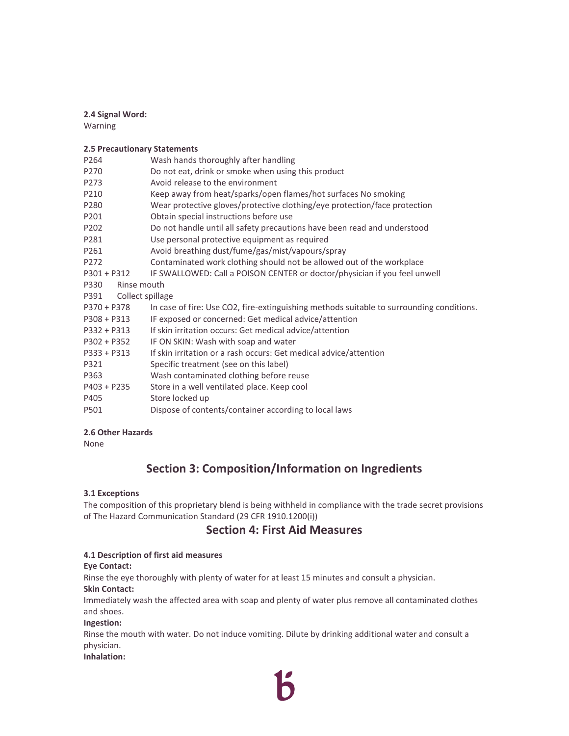**2.4 Signal Word:**
Warning

**2.5 Precautionary Statements**

| | |
|---|---|
| P264 | Wash hands thoroughly after handling |
| P270 | Do not eat, drink or smoke when using this product |
| P273 | Avoid release to the environment |
| P210 | Keep away from heat/sparks/open flames/hot surfaces No smoking |
| P280 | Wear protective gloves/protective clothing/eye protection/face protection |
| P201 | Obtain special instructions before use |
| P202 | Do not handle until all safety precautions have been read and understood |
| P281 | Use personal protective equipment as required |
| P261 | Avoid breathing dust/fume/gas/mist/vapours/spray |
| P272 | Contaminated work clothing should not be allowed out of the workplace |
| P301 + P312 | IF SWALLOWED: Call a POISON CENTER or doctor/physician if you feel unwell |
| P330 | Rinse mouth |
| P391 | Collect spillage |
| P370 + P378 | In case of fire: Use CO2, fire-extinguishing methods suitable to surrounding conditions. |
| P308 + P313 | IF exposed or concerned: Get medical advice/attention |
| P332 + P313 | If skin irritation occurs: Get medical advice/attention |
| P302 + P352 | IF ON SKIN: Wash with soap and water |
| P333 + P313 | If skin irritation or a rash occurs: Get medical advice/attention |
| P321 | Specific treatment (see on this label) |
| P363 | Wash contaminated clothing before reuse |
| P403 + P235 | Store in a well ventilated place. Keep cool |
| P405 | Store locked up |
| P501 | Dispose of contents/container according to local laws |

**2.6 Other Hazards**
None

## Section 3: Composition/Information on Ingredients

**3.1 Exceptions**
The composition of this proprietary blend is being withheld in compliance with the trade secret provisions of The Hazard Communication Standard (29 CFR 1910.1200(i))

## Section 4: First Aid Measures

**4.1 Description of first aid measures**

**Eye Contact:**
Rinse the eye thoroughly with plenty of water for at least 15 minutes and consult a physician.

**Skin Contact:**
Immediately wash the affected area with soap and plenty of water plus remove all contaminated clothes and shoes.

**Ingestion:**
Rinse the mouth with water. Do not induce vomiting. Dilute by drinking additional water and consult a physician.

**Inhalation:**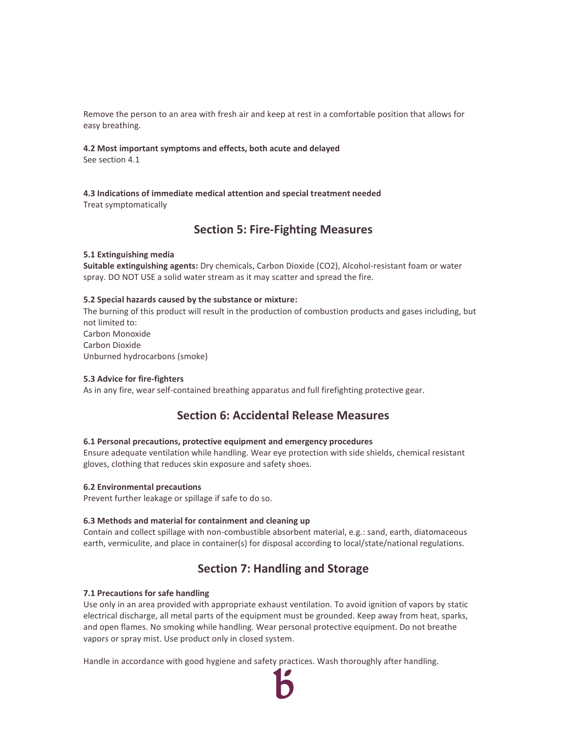Remove the person to an area with fresh air and keep at rest in a comfortable position that allows for easy breathing.

**4.2 Most important symptoms and effects, both acute and delayed**
See section 4.1

**4.3 Indications of immediate medical attention and special treatment needed**
Treat symptomatically

## Section 5: Fire-Fighting Measures

**5.1 Extinguishing media**
**Suitable extinguishing agents:** Dry chemicals, Carbon Dioxide ($CO_2$), Alcohol-resistant foam or water spray. DO NOT USE a solid water stream as it may scatter and spread the fire.

**5.2 Special hazards caused by the substance or mixture:**
The burning of this product will result in the production of combustion products and gases including, but not limited to:
Carbon Monoxide
Carbon Dioxide
Unburned hydrocarbons (smoke)

**5.3 Advice for fire-fighters**
As in any fire, wear self-contained breathing apparatus and full firefighting protective gear.

## Section 6: Accidental Release Measures

**6.1 Personal precautions, protective equipment and emergency procedures**
Ensure adequate ventilation while handling. Wear eye protection with side shields, chemical resistant gloves, clothing that reduces skin exposure and safety shoes.

**6.2 Environmental precautions**
Prevent further leakage or spillage if safe to do so.

**6.3 Methods and material for containment and cleaning up**
Contain and collect spillage with non-combustible absorbent material, e.g.: sand, earth, diatomaceous earth, vermiculite, and place in container(s) for disposal according to local/state/national regulations.

## Section 7: Handling and Storage

**7.1 Precautions for safe handling**
Use only in an area provided with appropriate exhaust ventilation. To avoid ignition of vapors by static electrical discharge, all metal parts of the equipment must be grounded. Keep away from heat, sparks, and open flames. No smoking while handling. Wear personal protective equipment. Do not breathe vapors or spray mist. Use product only in closed system.

Handle in accordance with good hygiene and safety practices. Wash thoroughly after handling.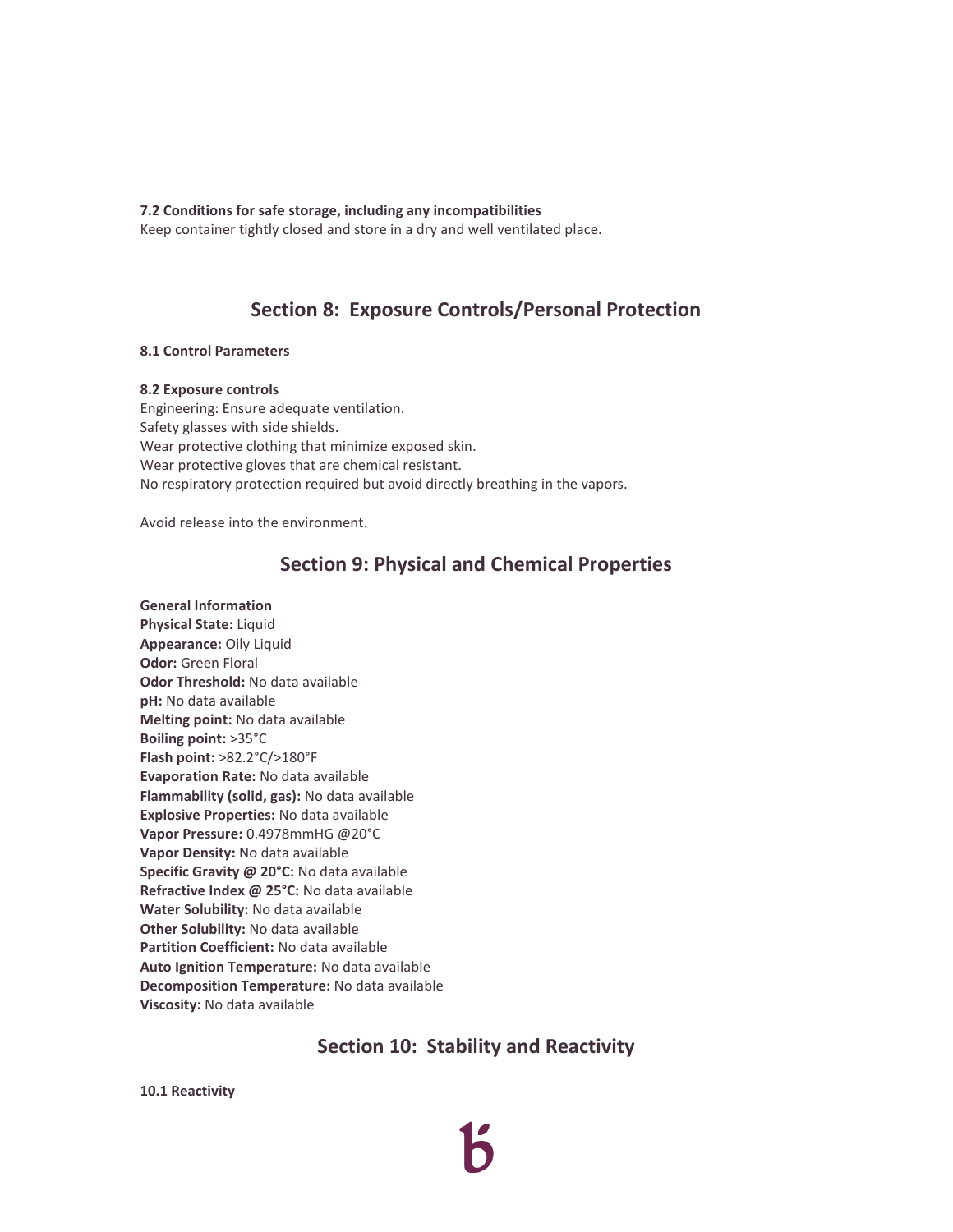**7.2 Conditions for safe storage, including any incompatibilities**
Keep container tightly closed and store in a dry and well ventilated place.

## Section 8: Exposure Controls/Personal Protection

**8.1 Control Parameters**

**8.2 Exposure controls**
Engineering: Ensure adequate ventilation.
Safety glasses with side shields.
Wear protective clothing that minimize exposed skin.
Wear protective gloves that are chemical resistant.
No respiratory protection required but avoid directly breathing in the vapors.

Avoid release into the environment.

## Section 9: Physical and Chemical Properties

**General Information**
**Physical State:** Liquid
**Appearance:** Oily Liquid
**Odor:** Green Floral
**Odor Threshold:** No data available
**pH:** No data available
**Melting point:** No data available
**Boiling point:** >35°C
**Flash point:** >82.2°C/>180°F
**Evaporation Rate:** No data available
**Flammability (solid, gas):** No data available
**Explosive Properties:** No data available
**Vapor Pressure:** 0.4978mmHG @20°C
**Vapor Density:** No data available
**Specific Gravity @ 20°C:** No data available
**Refractive Index @ 25°C:** No data available
**Water Solubility:** No data available
**Other Solubility:** No data available
**Partition Coefficient:** No data available
**Auto Ignition Temperature:** No data available
**Decomposition Temperature:** No data available
**Viscosity:** No data available

## Section 10: Stability and Reactivity

**10.1 Reactivity**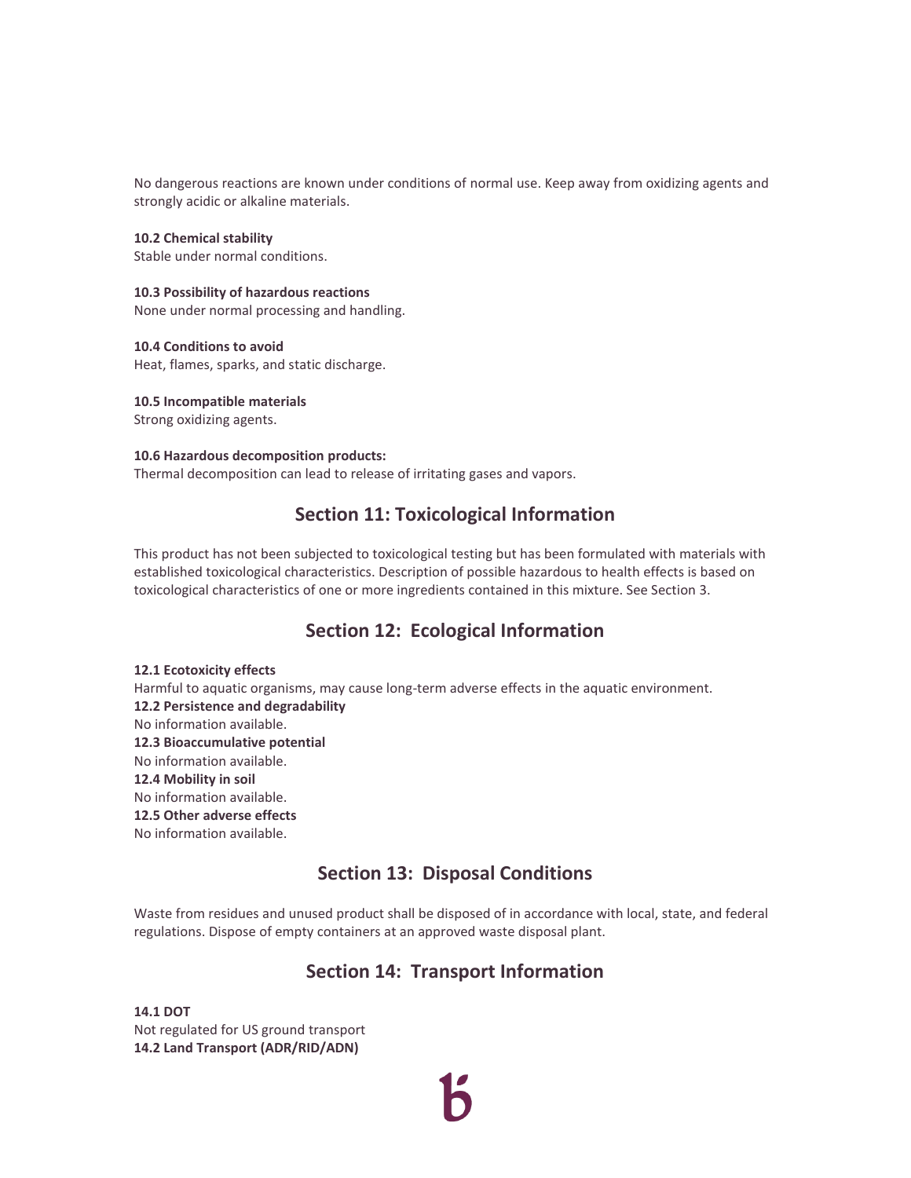No dangerous reactions are known under conditions of normal use. Keep away from oxidizing agents and strongly acidic or alkaline materials.

**10.2 Chemical stability**
Stable under normal conditions.

**10.3 Possibility of hazardous reactions**
None under normal processing and handling.

**10.4 Conditions to avoid**
Heat, flames, sparks, and static discharge.

**10.5 Incompatible materials**
Strong oxidizing agents.

**10.6 Hazardous decomposition products:**
Thermal decomposition can lead to release of irritating gases and vapors.

## Section 11: Toxicological Information

This product has not been subjected to toxicological testing but has been formulated with materials with established toxicological characteristics. Description of possible hazardous to health effects is based on toxicological characteristics of one or more ingredients contained in this mixture. See Section 3.

## Section 12: Ecological Information

**12.1 Ecotoxicity effects**
Harmful to aquatic organisms, may cause long-term adverse effects in the aquatic environment.
**12.2 Persistence and degradability**
No information available.
**12.3 Bioaccumulative potential**
No information available.
**12.4 Mobility in soil**
No information available.
**12.5 Other adverse effects**
No information available.

## Section 13: Disposal Conditions

Waste from residues and unused product shall be disposed of in accordance with local, state, and federal regulations. Dispose of empty containers at an approved waste disposal plant.

## Section 14: Transport Information

**14.1 DOT**
Not regulated for US ground transport
**14.2 Land Transport (ADR/RID/ADN)**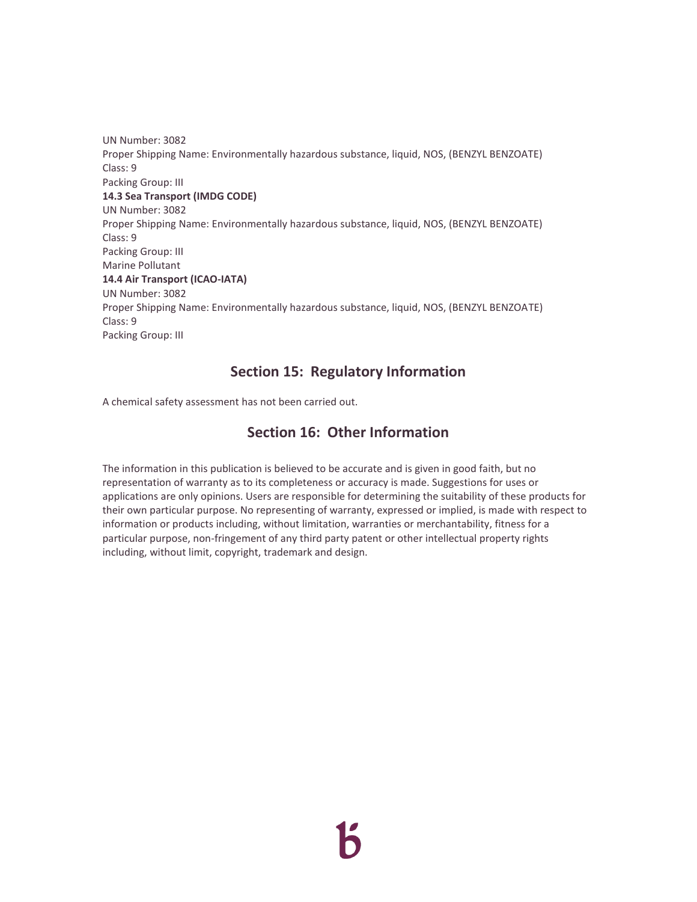UN Number: 3082
Proper Shipping Name: Environmentally hazardous substance, liquid, NOS, (BENZYL BENZOATE)
Class: 9
Packing Group: III

**14.3 Sea Transport (IMDG CODE)**

UN Number: 3082
Proper Shipping Name: Environmentally hazardous substance, liquid, NOS, (BENZYL BENZOATE)
Class: 9
Packing Group: III
Marine Pollutant

**14.4 Air Transport (ICAO-IATA)**

UN Number: 3082
Proper Shipping Name: Environmentally hazardous substance, liquid, NOS, (BENZYL BENZOATE)
Class: 9
Packing Group: III

## Section 15: Regulatory Information

A chemical safety assessment has not been carried out.

## Section 16: Other Information

The information in this publication is believed to be accurate and is given in good faith, but no representation of warranty as to its completeness or accuracy is made. Suggestions for uses or applications are only opinions. Users are responsible for determining the suitability of these products for their own particular purpose. No representing of warranty, expressed or implied, is made with respect to information or products including, without limitation, warranties or merchantability, fitness for a particular purpose, non-fringement of any third party patent or other intellectual property rights including, without limit, copyright, trademark and design.